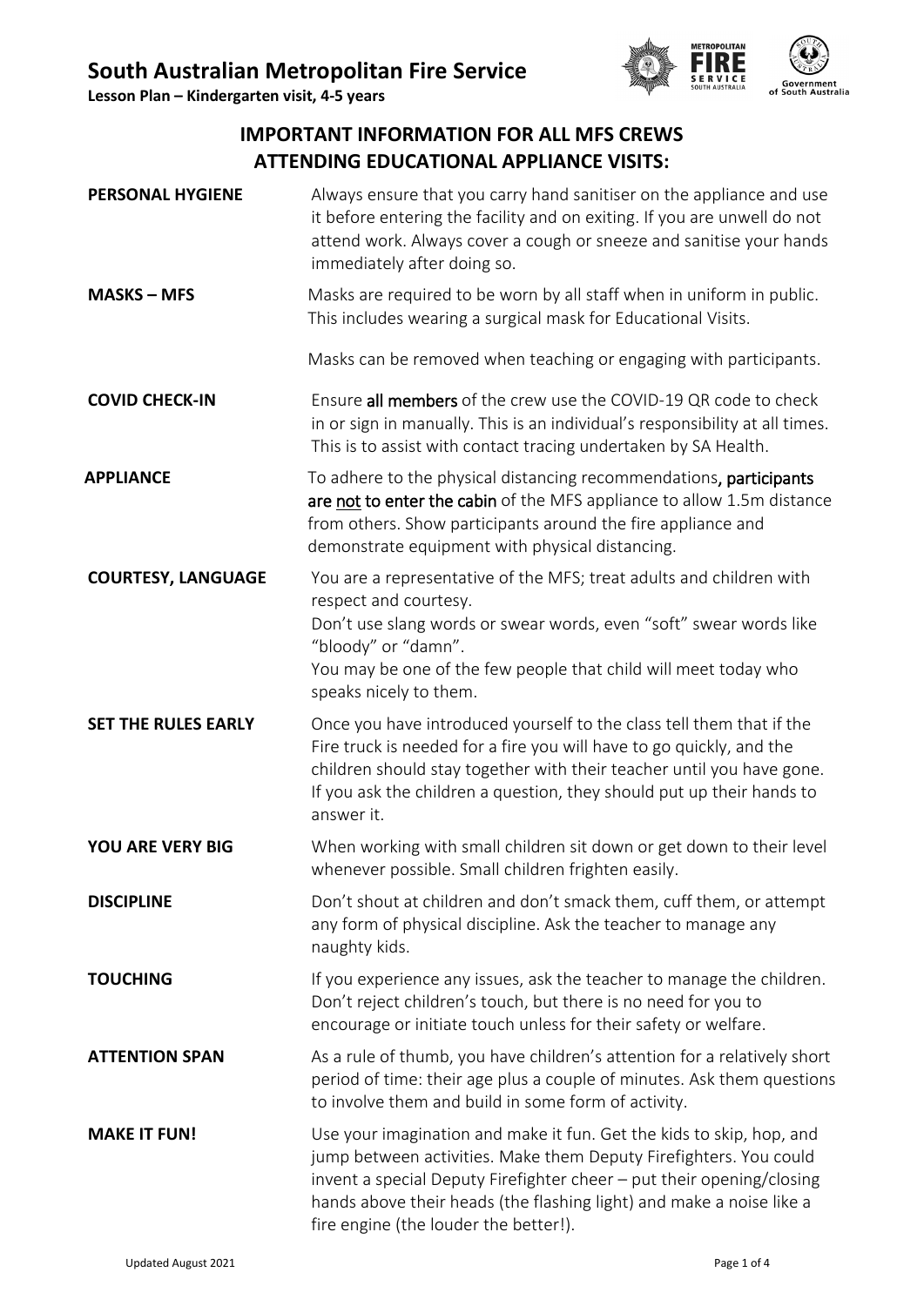# South Australian Metropolitan Fire Service

**Lesson Plan – Kindergarten visit, 4-5 years**

## IMPORTANT INFORMATION FOR ALL MFS CREWS ATTENDING EDUCATIONAL APPLIANCE VISITS:

**PERSONAL HYGIENE**

Always ensure that you carry hand sanitiser on the appliance and use it before entering the facility and on exiting. If you are unwell do not attend work. Always cover a cough or sneeze and sanitise your hands immediately after doing so.

**MASKS – MFS**

Masks are required to be worn by all staff when in uniform in public. This includes wearing a surgical mask for Educational Visits.

Masks can be removed when teaching or engaging with participants.

**COVID CHECK-IN**

Ensure **all members** of the crew use the COVID-19 QR code to check in or sign in manually. This is an individual's responsibility at all times. This is to assist with contact tracing undertaken by SA Health.

**APPLIANCE**

To adhere to the physical distancing recommendations**, participants are not to enter the cabin** of the MFS appliance to allow 1.5m distance from others. Show participants around the fire appliance and demonstrate equipment with physical distancing.

**COURTESY, LANGUAGE**

You are a representative of the MFS; treat adults and children with respect and courtesy.
Don't use slang words or swear words, even "soft" swear words like "bloody" or "damn".
You may be one of the few people that child will meet today who speaks nicely to them.

**SET THE RULES EARLY**

Once you have introduced yourself to the class tell them that if the Fire truck is needed for a fire you will have to go quickly, and the children should stay together with their teacher until you have gone. If you ask the children a question, they should put up their hands to answer it.

**YOU ARE VERY BIG**

When working with small children sit down or get down to their level whenever possible. Small children frighten easily.

**DISCIPLINE**

Don't shout at children and don't smack them, cuff them, or attempt any form of physical discipline. Ask the teacher to manage any naughty kids.

**TOUCHING**

If you experience any issues, ask the teacher to manage the children. Don't reject children's touch, but there is no need for you to encourage or initiate touch unless for their safety or welfare.

**ATTENTION SPAN**

As a rule of thumb, you have children's attention for a relatively short period of time: their age plus a couple of minutes. Ask them questions to involve them and build in some form of activity.

**MAKE IT FUN!**

Use your imagination and make it fun. Get the kids to skip, hop, and jump between activities. Make them Deputy Firefighters. You could invent a special Deputy Firefighter cheer – put their opening/closing hands above their heads (the flashing light) and make a noise like a fire engine (the louder the better!).

Updated August 2021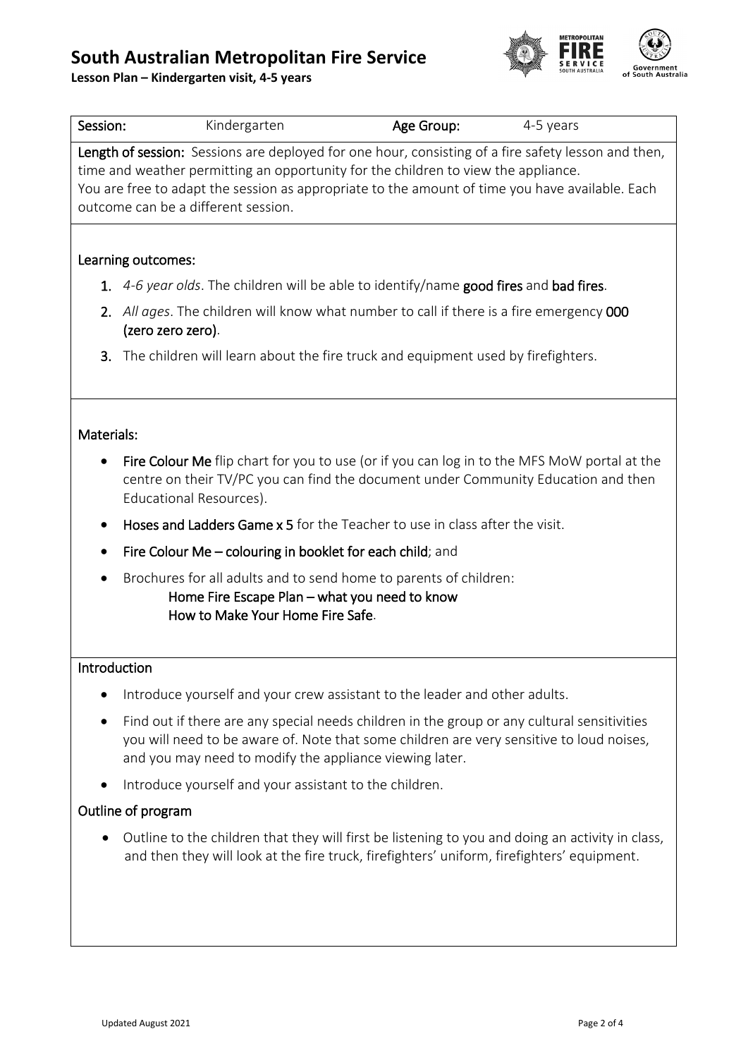# South Australian Metropolitan Fire Service

**Lesson Plan – Kindergarten visit, 4-5 years**

| | | | |
|---|---|---|---|
| **Session:** | Kindergarten | **Age Group:** | 4-5 years |

**Length of session:** Sessions are deployed for one hour, consisting of a fire safety lesson and then, time and weather permitting an opportunity for the children to view the appliance.
You are free to adapt the session as appropriate to the amount of time you have available. Each outcome can be a different session.

## Learning outcomes:

1. *4-6 year olds*. The children will be able to identify/name **good fires** and **bad fires**.
2. *All ages*. The children will know what number to call if there is a fire emergency **000 (zero zero zero)**.
3. The children will learn about the fire truck and equipment used by firefighters.

## Materials:

- **Fire Colour Me** flip chart for you to use (or if you can log in to the MFS MoW portal at the centre on their TV/PC you can find the document under Community Education and then Educational Resources).
- **Hoses and Ladders Game x 5** for the Teacher to use in class after the visit.
- **Fire Colour Me – colouring in booklet for each child**; and
- Brochures for all adults and to send home to parents of children:
  - **Home Fire Escape Plan – what you need to know**
  - **How to Make Your Home Fire Safe**.

## Introduction

- Introduce yourself and your crew assistant to the leader and other adults.
- Find out if there are any special needs children in the group or any cultural sensitivities you will need to be aware of. Note that some children are very sensitive to loud noises, and you may need to modify the appliance viewing later.
- Introduce yourself and your assistant to the children.

## Outline of program

- Outline to the children that they will first be listening to you and doing an activity in class, and then they will look at the fire truck, firefighters' uniform, firefighters' equipment.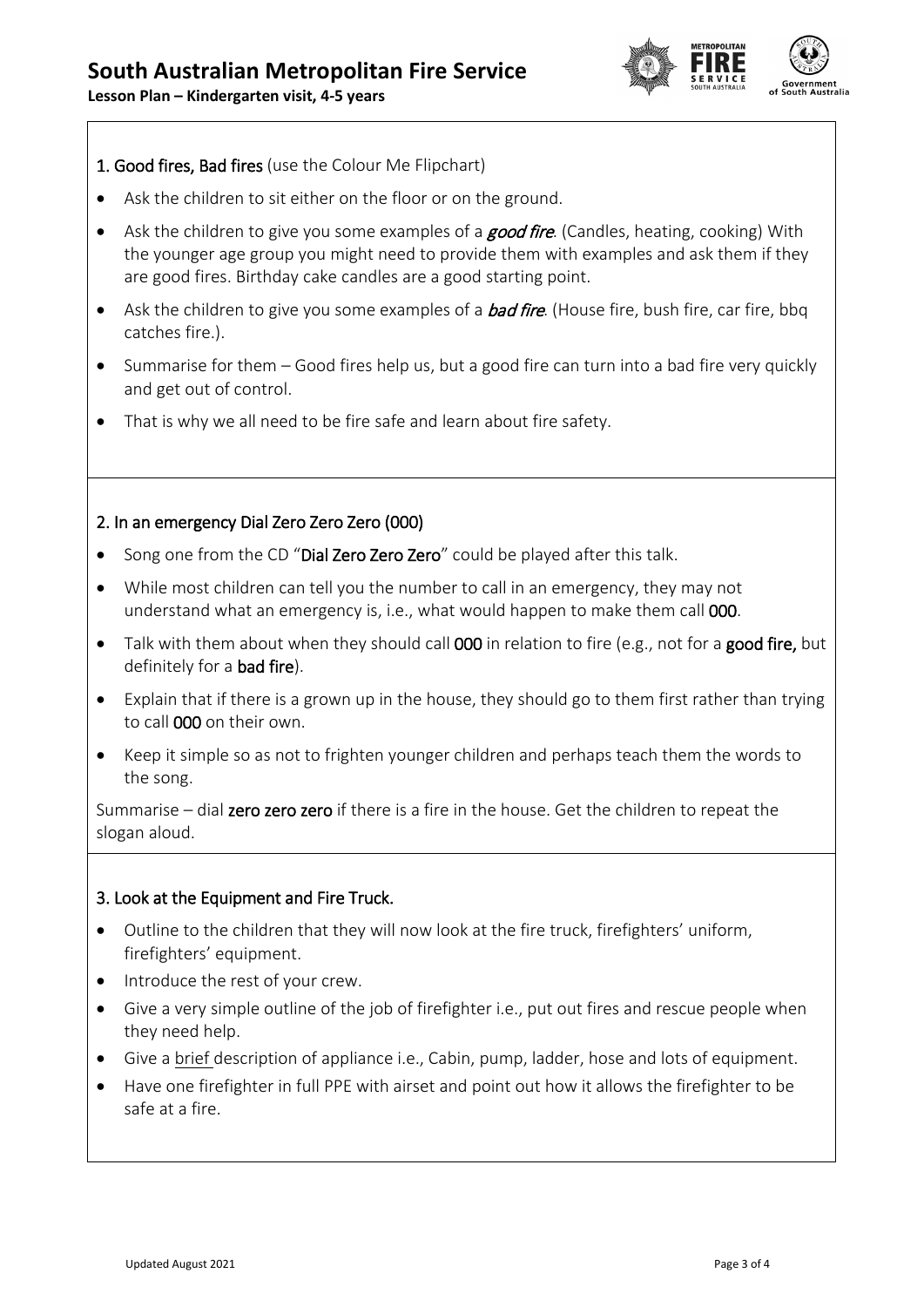1. **Good fires, Bad fires** (use the Colour Me Flipchart)

- Ask the children to sit either on the floor or on the ground.
- Ask the children to give you some examples of a ***good fire***. (Candles, heating, cooking) With the younger age group you might need to provide them with examples and ask them if they are good fires. Birthday cake candles are a good starting point.
- Ask the children to give you some examples of a ***bad fire***. (House fire, bush fire, car fire, bbq catches fire.).
- Summarise for them – Good fires help us, but a good fire can turn into a bad fire very quickly and get out of control.
- That is why we all need to be fire safe and learn about fire safety.

2. **In an emergency Dial Zero Zero Zero (000)**

- Song one from the CD "**Dial Zero Zero Zero**" could be played after this talk.
- While most children can tell you the number to call in an emergency, they may not understand what an emergency is, i.e., what would happen to make them call **000**.
- Talk with them about when they should call **000** in relation to fire (e.g., not for a **good fire,** but definitely for a **bad fire**).
- Explain that if there is a grown up in the house, they should go to them first rather than trying to call **000** on their own.
- Keep it simple so as not to frighten younger children and perhaps teach them the words to the song.

Summarise – dial **zero zero zero** if there is a fire in the house. Get the children to repeat the slogan aloud.

3. **Look at the Equipment and Fire Truck.**

- Outline to the children that they will now look at the fire truck, firefighters' uniform, firefighters' equipment.
- Introduce the rest of your crew.
- Give a very simple outline of the job of firefighter i.e., put out fires and rescue people when they need help.
- Give a brief description of appliance i.e., Cabin, pump, ladder, hose and lots of equipment.
- Have one firefighter in full PPE with airset and point out how it allows the firefighter to be safe at a fire.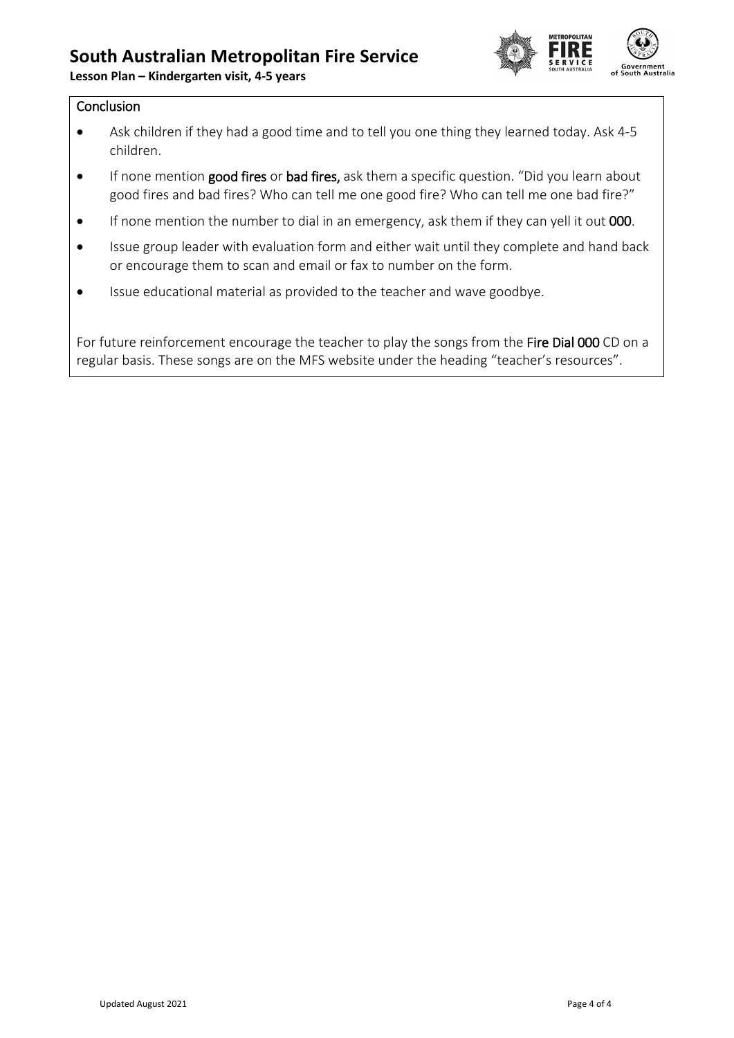### Conclusion

- Ask children if they had a good time and to tell you one thing they learned today. Ask 4-5 children.
- If none mention **good fires** or **bad fires,** ask them a specific question. "Did you learn about good fires and bad fires? Who can tell me one good fire? Who can tell me one bad fire?"
- If none mention the number to dial in an emergency, ask them if they can yell it out **000**.
- Issue group leader with evaluation form and either wait until they complete and hand back or encourage them to scan and email or fax to number on the form.
- Issue educational material as provided to the teacher and wave goodbye.

For future reinforcement encourage the teacher to play the songs from the **Fire Dial 000** CD on a regular basis. These songs are on the MFS website under the heading "teacher's resources".